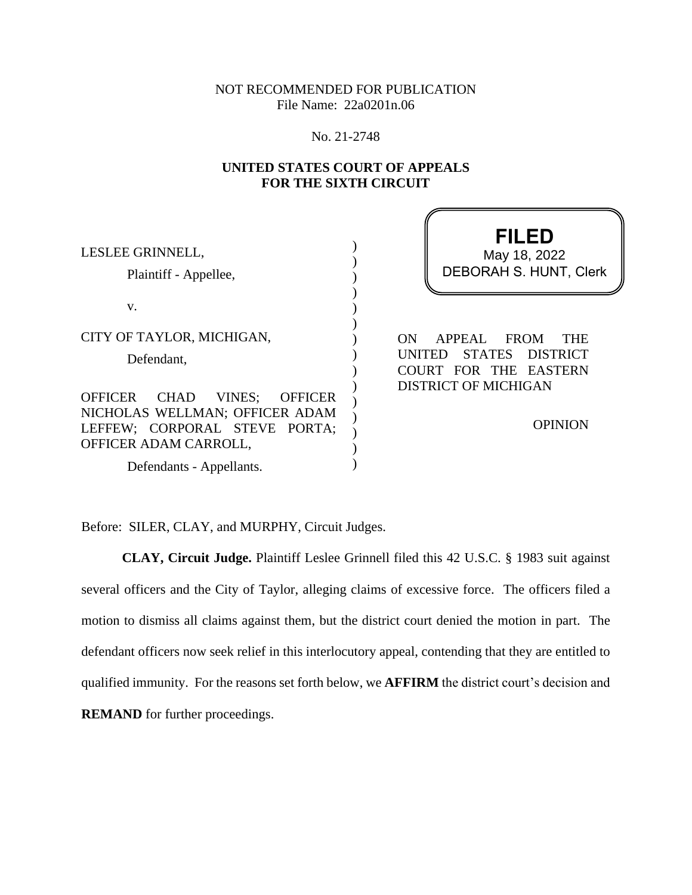NOT RECOMMENDED FOR PUBLICATION
File Name: 22a0201n.06

No. 21-2748

**UNITED STATES COURT OF APPEALS**
**FOR THE SIXTH CIRCUIT**

**FILED**
May 18, 2022
DEBORAH S. HUNT, Clerk

LESLEE GRINNELL,

Plaintiff - Appellee,

v.

CITY OF TAYLOR, MICHIGAN,

Defendant,

OFFICER CHAD VINES; OFFICER NICHOLAS WELLMAN; OFFICER ADAM LEFFEW; CORPORAL STEVE PORTA; OFFICER ADAM CARROLL,

Defendants - Appellants.

ON APPEAL FROM THE UNITED STATES DISTRICT COURT FOR THE EASTERN DISTRICT OF MICHIGAN

OPINION

Before: SILER, CLAY, and MURPHY, Circuit Judges.

**CLAY, Circuit Judge.** Plaintiff Leslee Grinnell filed this 42 U.S.C. § 1983 suit against several officers and the City of Taylor, alleging claims of excessive force. The officers filed a motion to dismiss all claims against them, but the district court denied the motion in part. The defendant officers now seek relief in this interlocutory appeal, contending that they are entitled to qualified immunity. For the reasons set forth below, we **AFFIRM** the district court's decision and **REMAND** for further proceedings.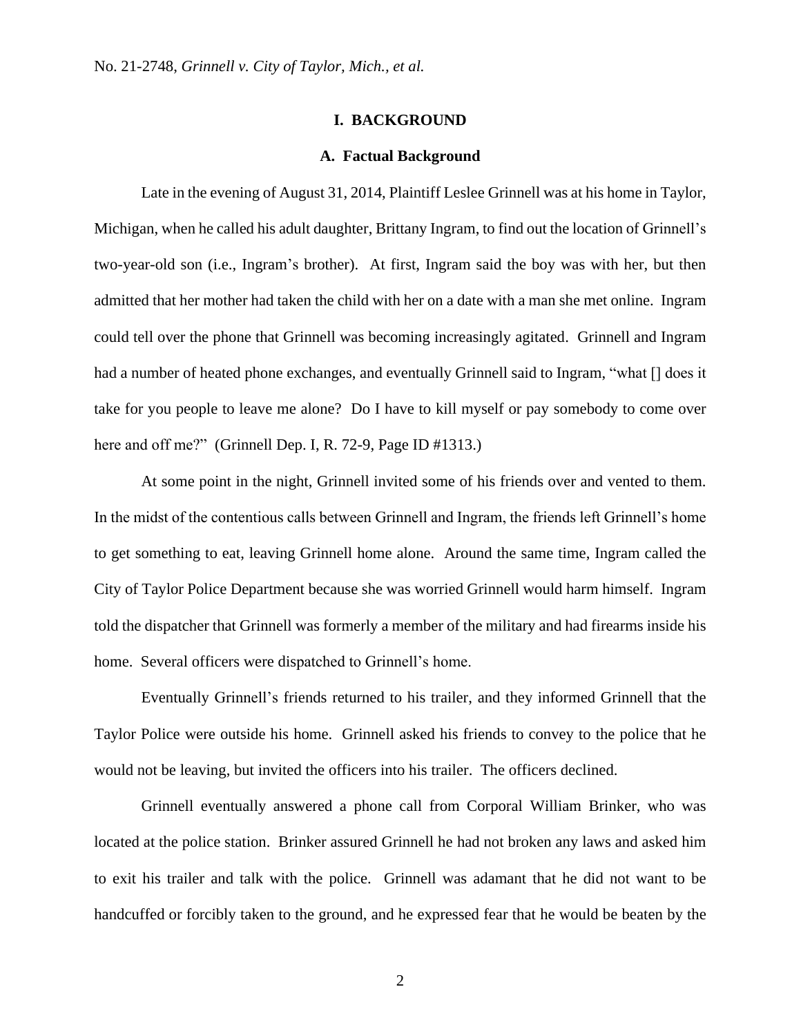## I. BACKGROUND

### A. Factual Background

Late in the evening of August 31, 2014, Plaintiff Leslee Grinnell was at his home in Taylor, Michigan, when he called his adult daughter, Brittany Ingram, to find out the location of Grinnell's two-year-old son (i.e., Ingram's brother). At first, Ingram said the boy was with her, but then admitted that her mother had taken the child with her on a date with a man she met online. Ingram could tell over the phone that Grinnell was becoming increasingly agitated. Grinnell and Ingram had a number of heated phone exchanges, and eventually Grinnell said to Ingram, "what [] does it take for you people to leave me alone? Do I have to kill myself or pay somebody to come over here and off me?" (Grinnell Dep. I, R. 72-9, Page ID #1313.)

At some point in the night, Grinnell invited some of his friends over and vented to them. In the midst of the contentious calls between Grinnell and Ingram, the friends left Grinnell's home to get something to eat, leaving Grinnell home alone. Around the same time, Ingram called the City of Taylor Police Department because she was worried Grinnell would harm himself. Ingram told the dispatcher that Grinnell was formerly a member of the military and had firearms inside his home. Several officers were dispatched to Grinnell's home.

Eventually Grinnell's friends returned to his trailer, and they informed Grinnell that the Taylor Police were outside his home. Grinnell asked his friends to convey to the police that he would not be leaving, but invited the officers into his trailer. The officers declined.

Grinnell eventually answered a phone call from Corporal William Brinker, who was located at the police station. Brinker assured Grinnell he had not broken any laws and asked him to exit his trailer and talk with the police. Grinnell was adamant that he did not want to be handcuffed or forcibly taken to the ground, and he expressed fear that he would be beaten by the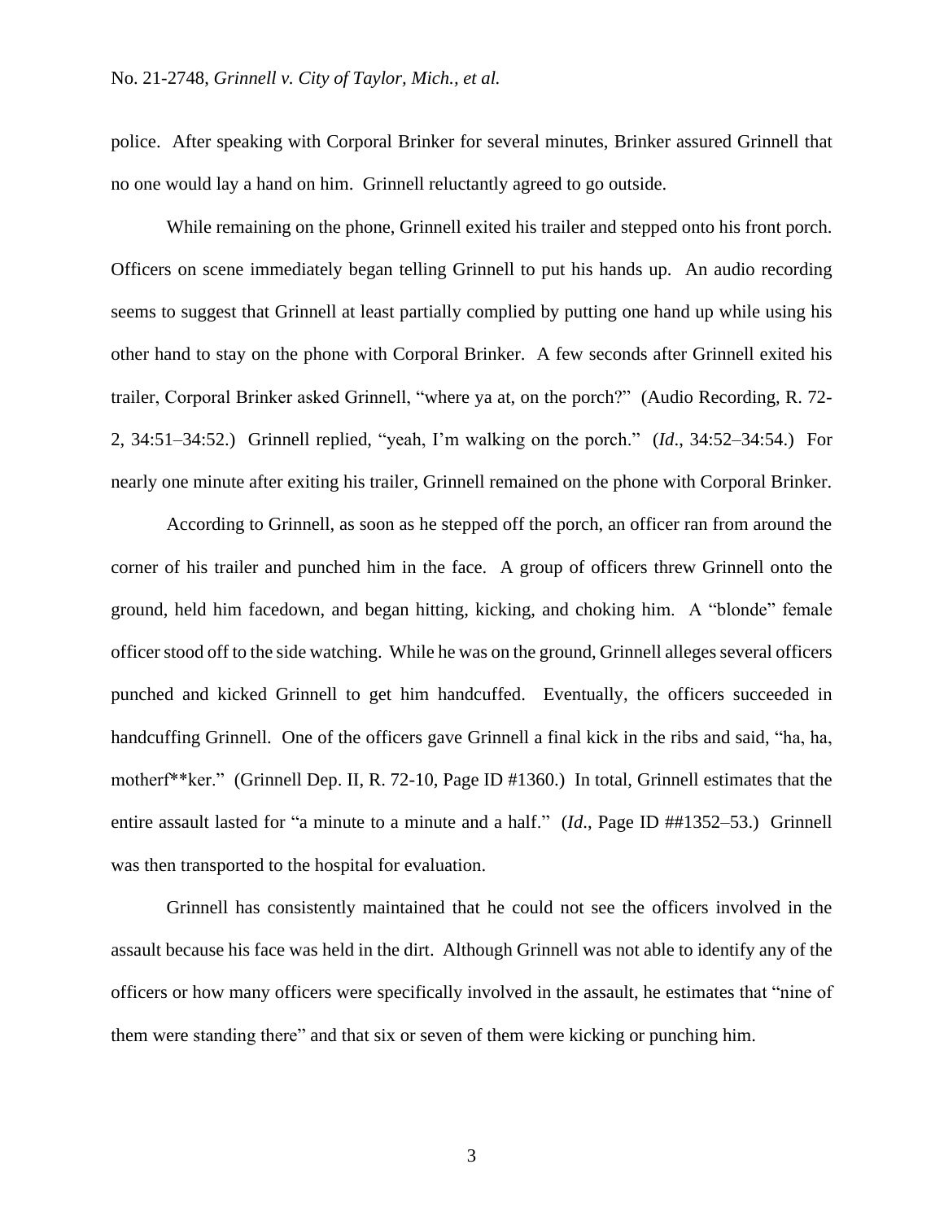police. After speaking with Corporal Brinker for several minutes, Brinker assured Grinnell that no one would lay a hand on him. Grinnell reluctantly agreed to go outside.

While remaining on the phone, Grinnell exited his trailer and stepped onto his front porch. Officers on scene immediately began telling Grinnell to put his hands up. An audio recording seems to suggest that Grinnell at least partially complied by putting one hand up while using his other hand to stay on the phone with Corporal Brinker. A few seconds after Grinnell exited his trailer, Corporal Brinker asked Grinnell, "where ya at, on the porch?" (Audio Recording, R. 72-2, 34:51–34:52.) Grinnell replied, "yeah, I'm walking on the porch." (*Id*., 34:52–34:54.) For nearly one minute after exiting his trailer, Grinnell remained on the phone with Corporal Brinker.

According to Grinnell, as soon as he stepped off the porch, an officer ran from around the corner of his trailer and punched him in the face. A group of officers threw Grinnell onto the ground, held him facedown, and began hitting, kicking, and choking him. A "blonde" female officer stood off to the side watching. While he was on the ground, Grinnell alleges several officers punched and kicked Grinnell to get him handcuffed. Eventually, the officers succeeded in handcuffing Grinnell. One of the officers gave Grinnell a final kick in the ribs and said, "ha, ha, motherf**ker." (Grinnell Dep. II, R. 72-10, Page ID #1360.) In total, Grinnell estimates that the entire assault lasted for "a minute to a minute and a half." (*Id*., Page ID ##1352–53.) Grinnell was then transported to the hospital for evaluation.

Grinnell has consistently maintained that he could not see the officers involved in the assault because his face was held in the dirt. Although Grinnell was not able to identify any of the officers or how many officers were specifically involved in the assault, he estimates that "nine of them were standing there" and that six or seven of them were kicking or punching him.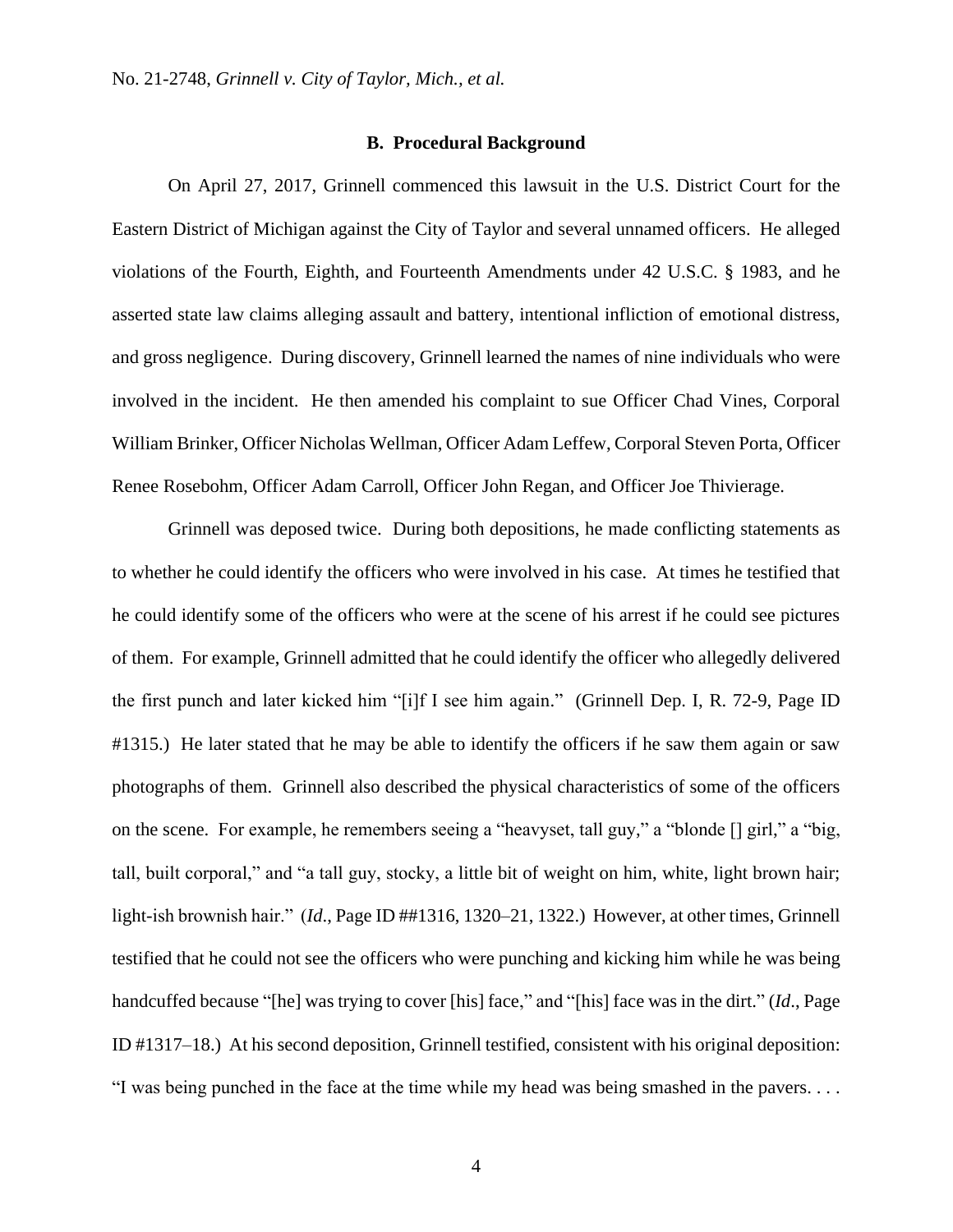### B. Procedural Background

On April 27, 2017, Grinnell commenced this lawsuit in the U.S. District Court for the Eastern District of Michigan against the City of Taylor and several unnamed officers. He alleged violations of the Fourth, Eighth, and Fourteenth Amendments under 42 U.S.C. § 1983, and he asserted state law claims alleging assault and battery, intentional infliction of emotional distress, and gross negligence. During discovery, Grinnell learned the names of nine individuals who were involved in the incident. He then amended his complaint to sue Officer Chad Vines, Corporal William Brinker, Officer Nicholas Wellman, Officer Adam Leffew, Corporal Steven Porta, Officer Renee Rosebohm, Officer Adam Carroll, Officer John Regan, and Officer Joe Thivierage.

Grinnell was deposed twice. During both depositions, he made conflicting statements as to whether he could identify the officers who were involved in his case. At times he testified that he could identify some of the officers who were at the scene of his arrest if he could see pictures of them. For example, Grinnell admitted that he could identify the officer who allegedly delivered the first punch and later kicked him "[i]f I see him again." (Grinnell Dep. I, R. 72-9, Page ID #1315.) He later stated that he may be able to identify the officers if he saw them again or saw photographs of them. Grinnell also described the physical characteristics of some of the officers on the scene. For example, he remembers seeing a "heavyset, tall guy," a "blonde [] girl," a "big, tall, built corporal," and "a tall guy, stocky, a little bit of weight on him, white, light brown hair; light-ish brownish hair." (*Id*., Page ID ##1316, 1320–21, 1322.) However, at other times, Grinnell testified that he could not see the officers who were punching and kicking him while he was being handcuffed because "[he] was trying to cover [his] face," and "[his] face was in the dirt." (*Id*., Page ID #1317–18.) At his second deposition, Grinnell testified, consistent with his original deposition: "I was being punched in the face at the time while my head was being smashed in the pavers. . . .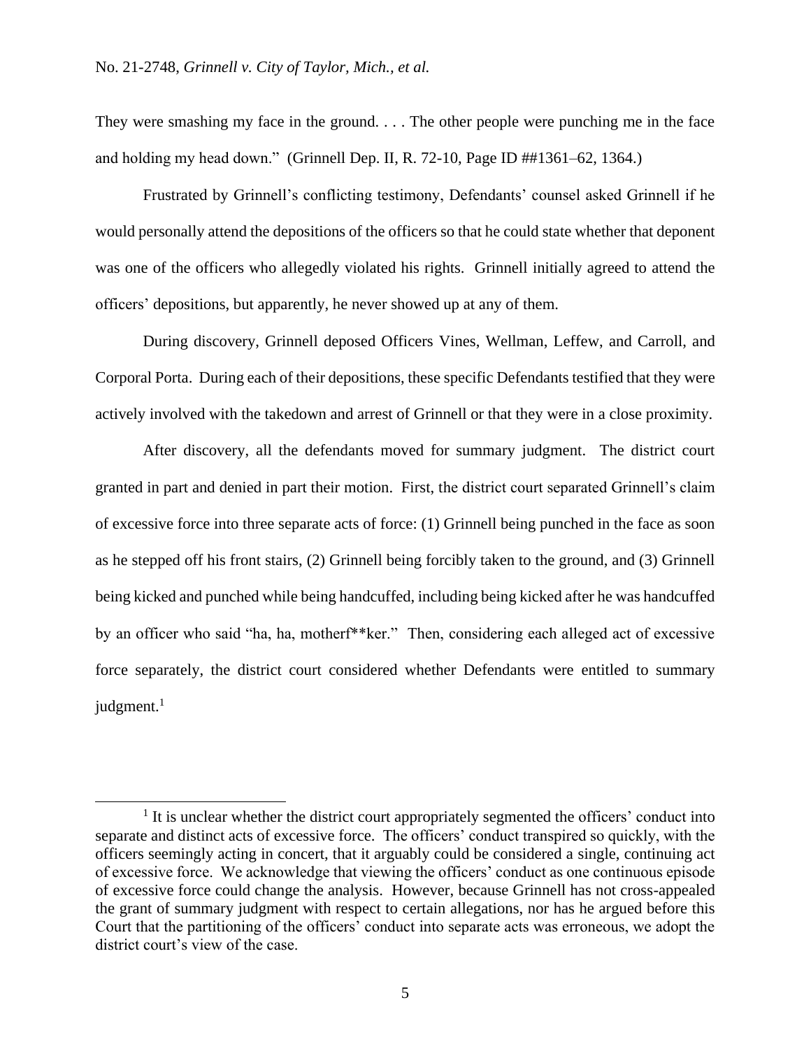They were smashing my face in the ground. . . . The other people were punching me in the face and holding my head down." (Grinnell Dep. II, R. 72-10, Page ID ##1361–62, 1364.)

Frustrated by Grinnell's conflicting testimony, Defendants' counsel asked Grinnell if he would personally attend the depositions of the officers so that he could state whether that deponent was one of the officers who allegedly violated his rights. Grinnell initially agreed to attend the officers' depositions, but apparently, he never showed up at any of them.

During discovery, Grinnell deposed Officers Vines, Wellman, Leffew, and Carroll, and Corporal Porta. During each of their depositions, these specific Defendants testified that they were actively involved with the takedown and arrest of Grinnell or that they were in a close proximity.

After discovery, all the defendants moved for summary judgment. The district court granted in part and denied in part their motion. First, the district court separated Grinnell's claim of excessive force into three separate acts of force: (1) Grinnell being punched in the face as soon as he stepped off his front stairs, (2) Grinnell being forcibly taken to the ground, and (3) Grinnell being kicked and punched while being handcuffed, including being kicked after he was handcuffed by an officer who said "ha, ha, motherf**ker." Then, considering each alleged act of excessive force separately, the district court considered whether Defendants were entitled to summary judgment.[1]

[1] It is unclear whether the district court appropriately segmented the officers' conduct into separate and distinct acts of excessive force. The officers' conduct transpired so quickly, with the officers seemingly acting in concert, that it arguably could be considered a single, continuing act of excessive force. We acknowledge that viewing the officers' conduct as one continuous episode of excessive force could change the analysis. However, because Grinnell has not cross-appealed the grant of summary judgment with respect to certain allegations, nor has he argued before this Court that the partitioning of the officers' conduct into separate acts was erroneous, we adopt the district court's view of the case.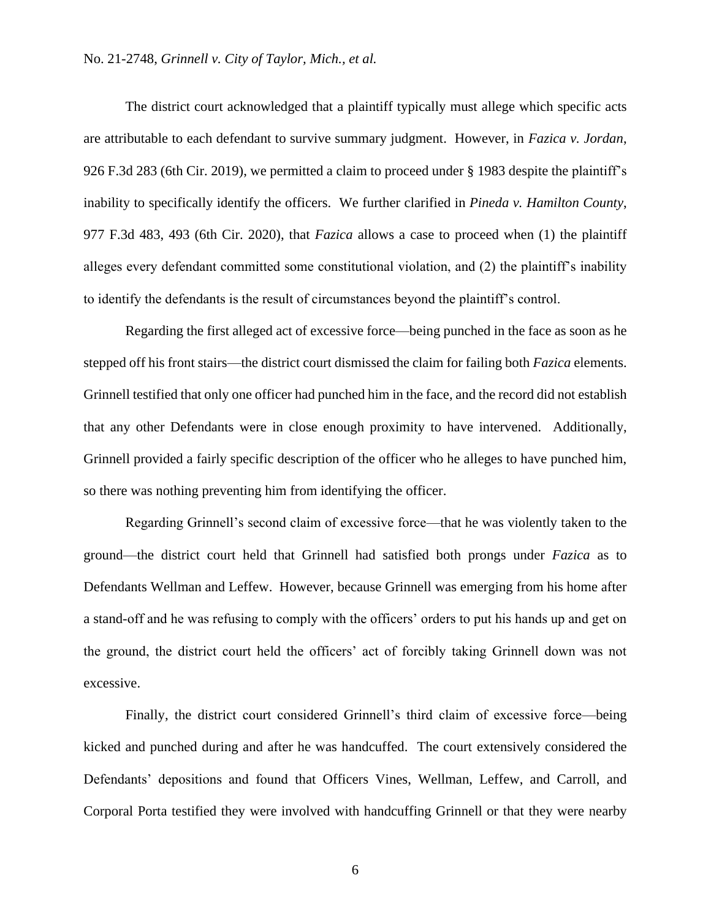The district court acknowledged that a plaintiff typically must allege which specific acts are attributable to each defendant to survive summary judgment. However, in *Fazica v. Jordan*, 926 F.3d 283 (6th Cir. 2019), we permitted a claim to proceed under § 1983 despite the plaintiff's inability to specifically identify the officers. We further clarified in *Pineda v. Hamilton County*, 977 F.3d 483, 493 (6th Cir. 2020), that *Fazica* allows a case to proceed when (1) the plaintiff alleges every defendant committed some constitutional violation, and (2) the plaintiff's inability to identify the defendants is the result of circumstances beyond the plaintiff's control.

Regarding the first alleged act of excessive force—being punched in the face as soon as he stepped off his front stairs—the district court dismissed the claim for failing both *Fazica* elements. Grinnell testified that only one officer had punched him in the face, and the record did not establish that any other Defendants were in close enough proximity to have intervened. Additionally, Grinnell provided a fairly specific description of the officer who he alleges to have punched him, so there was nothing preventing him from identifying the officer.

Regarding Grinnell's second claim of excessive force—that he was violently taken to the ground—the district court held that Grinnell had satisfied both prongs under *Fazica* as to Defendants Wellman and Leffew. However, because Grinnell was emerging from his home after a stand-off and he was refusing to comply with the officers' orders to put his hands up and get on the ground, the district court held the officers' act of forcibly taking Grinnell down was not excessive.

Finally, the district court considered Grinnell's third claim of excessive force—being kicked and punched during and after he was handcuffed. The court extensively considered the Defendants' depositions and found that Officers Vines, Wellman, Leffew, and Carroll, and Corporal Porta testified they were involved with handcuffing Grinnell or that they were nearby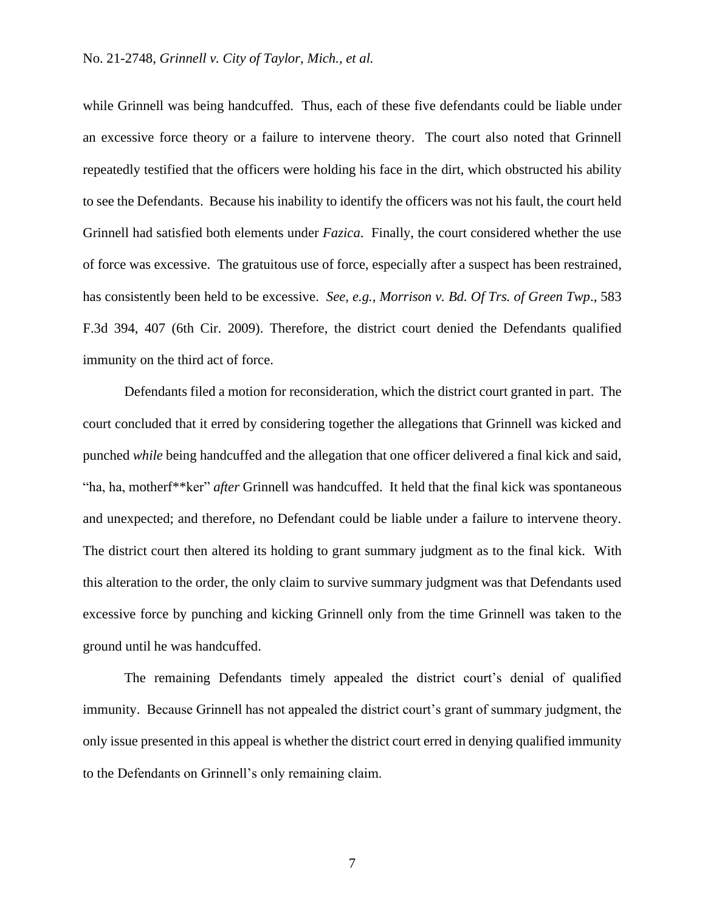while Grinnell was being handcuffed. Thus, each of these five defendants could be liable under an excessive force theory or a failure to intervene theory. The court also noted that Grinnell repeatedly testified that the officers were holding his face in the dirt, which obstructed his ability to see the Defendants. Because his inability to identify the officers was not his fault, the court held Grinnell had satisfied both elements under *Fazica*. Finally, the court considered whether the use of force was excessive. The gratuitous use of force, especially after a suspect has been restrained, has consistently been held to be excessive. *See, e.g.*, *Morrison v. Bd. Of Trs. of Green Twp*., 583 F.3d 394, 407 (6th Cir. 2009). Therefore, the district court denied the Defendants qualified immunity on the third act of force.

Defendants filed a motion for reconsideration, which the district court granted in part. The court concluded that it erred by considering together the allegations that Grinnell was kicked and punched *while* being handcuffed and the allegation that one officer delivered a final kick and said, "ha, ha, motherf**ker" *after* Grinnell was handcuffed. It held that the final kick was spontaneous and unexpected; and therefore, no Defendant could be liable under a failure to intervene theory. The district court then altered its holding to grant summary judgment as to the final kick. With this alteration to the order, the only claim to survive summary judgment was that Defendants used excessive force by punching and kicking Grinnell only from the time Grinnell was taken to the ground until he was handcuffed.

The remaining Defendants timely appealed the district court's denial of qualified immunity. Because Grinnell has not appealed the district court's grant of summary judgment, the only issue presented in this appeal is whether the district court erred in denying qualified immunity to the Defendants on Grinnell's only remaining claim.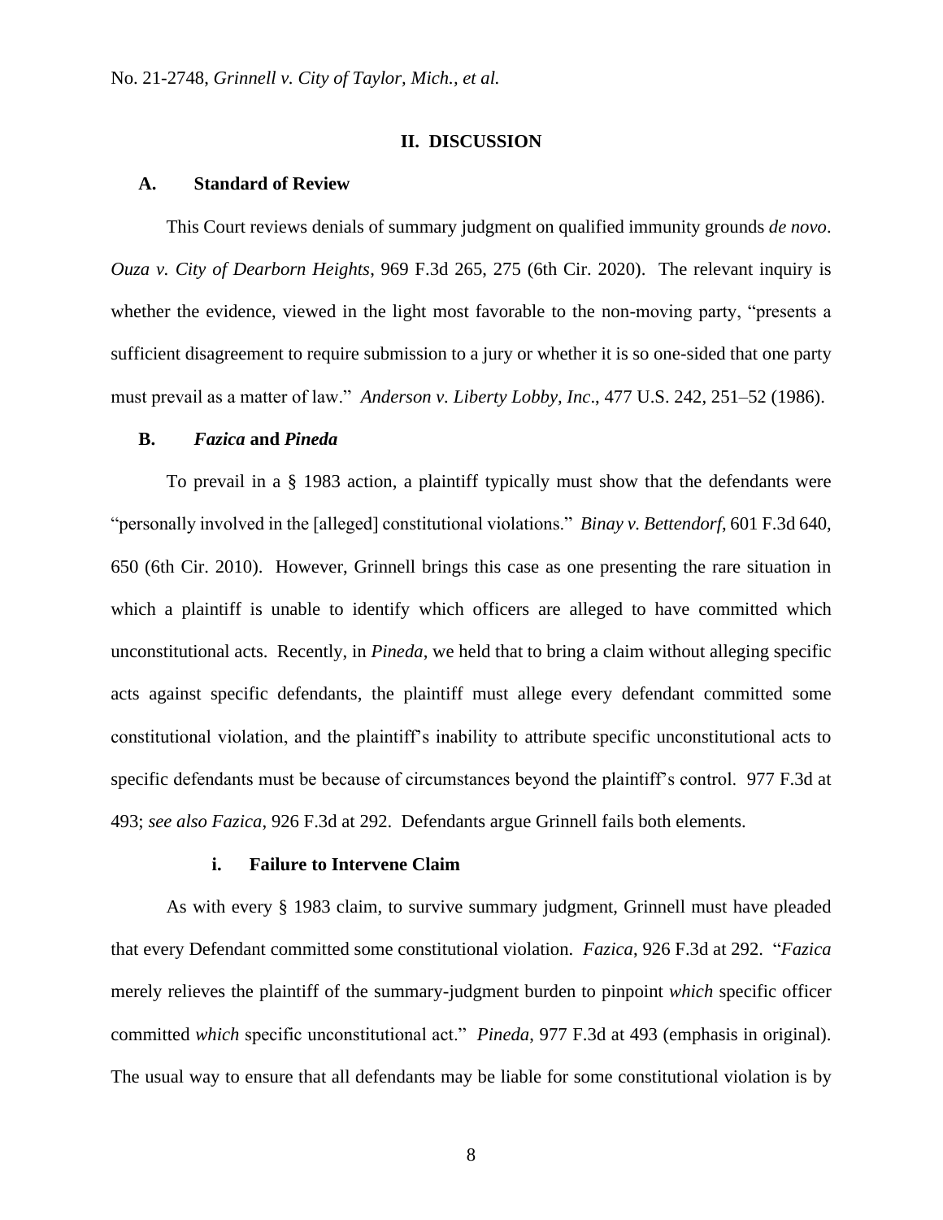## II. DISCUSSION

### A. Standard of Review

This Court reviews denials of summary judgment on qualified immunity grounds *de novo*. *Ouza v. City of Dearborn Heights*, 969 F.3d 265, 275 (6th Cir. 2020). The relevant inquiry is whether the evidence, viewed in the light most favorable to the non-moving party, "presents a sufficient disagreement to require submission to a jury or whether it is so one-sided that one party must prevail as a matter of law." *Anderson v. Liberty Lobby, Inc*., 477 U.S. 242, 251–52 (1986).

### B. *Fazica* and *Pineda*

To prevail in a § 1983 action, a plaintiff typically must show that the defendants were "personally involved in the [alleged] constitutional violations." *Binay v. Bettendorf*, 601 F.3d 640, 650 (6th Cir. 2010). However, Grinnell brings this case as one presenting the rare situation in which a plaintiff is unable to identify which officers are alleged to have committed which unconstitutional acts. Recently, in *Pineda*, we held that to bring a claim without alleging specific acts against specific defendants, the plaintiff must allege every defendant committed some constitutional violation, and the plaintiff's inability to attribute specific unconstitutional acts to specific defendants must be because of circumstances beyond the plaintiff's control. 977 F.3d at 493; *see also Fazica*, 926 F.3d at 292. Defendants argue Grinnell fails both elements.

#### i. Failure to Intervene Claim

As with every § 1983 claim, to survive summary judgment, Grinnell must have pleaded that every Defendant committed some constitutional violation. *Fazica*, 926 F.3d at 292. "*Fazica* merely relieves the plaintiff of the summary-judgment burden to pinpoint *which* specific officer committed *which* specific unconstitutional act." *Pineda*, 977 F.3d at 493 (emphasis in original). The usual way to ensure that all defendants may be liable for some constitutional violation is by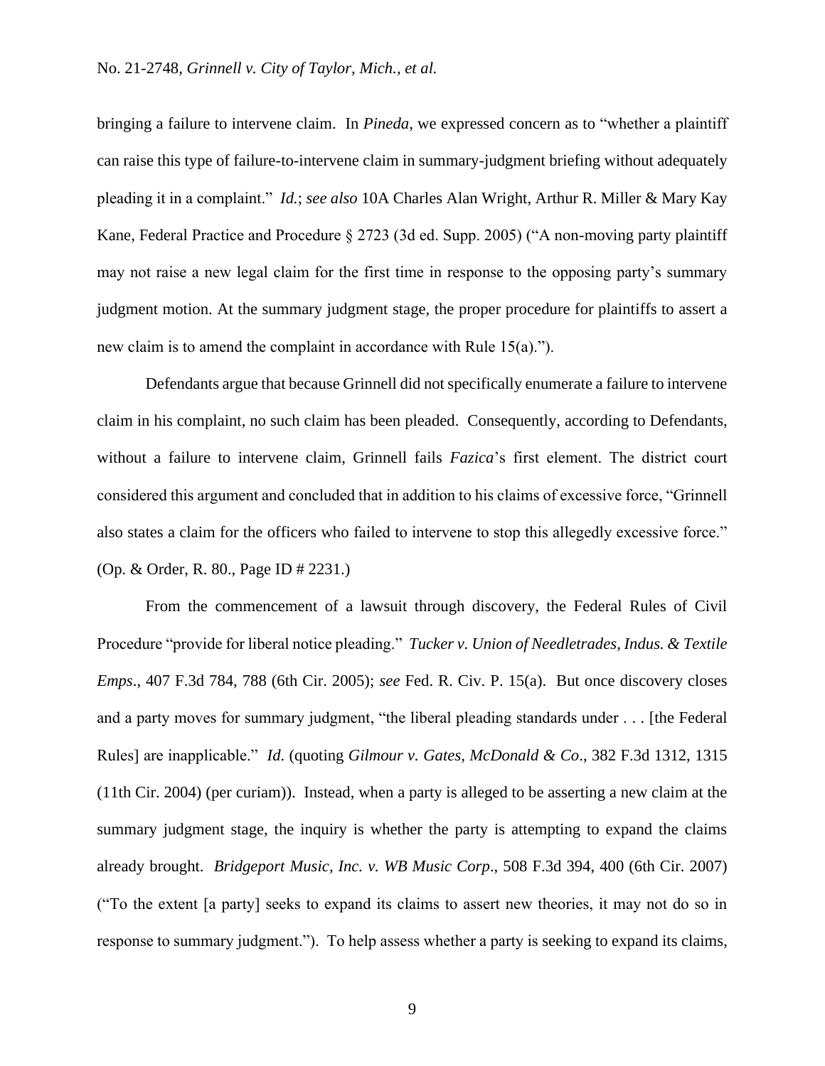bringing a failure to intervene claim. In *Pineda*, we expressed concern as to "whether a plaintiff can raise this type of failure-to-intervene claim in summary-judgment briefing without adequately pleading it in a complaint." *Id.*; *see also* 10A Charles Alan Wright, Arthur R. Miller & Mary Kay Kane, Federal Practice and Procedure § 2723 (3d ed. Supp. 2005) ("A non-moving party plaintiff may not raise a new legal claim for the first time in response to the opposing party's summary judgment motion. At the summary judgment stage, the proper procedure for plaintiffs to assert a new claim is to amend the complaint in accordance with Rule 15(a).").

Defendants argue that because Grinnell did not specifically enumerate a failure to intervene claim in his complaint, no such claim has been pleaded. Consequently, according to Defendants, without a failure to intervene claim, Grinnell fails *Fazica*'s first element. The district court considered this argument and concluded that in addition to his claims of excessive force, "Grinnell also states a claim for the officers who failed to intervene to stop this allegedly excessive force." (Op. & Order, R. 80., Page ID # 2231.)

From the commencement of a lawsuit through discovery, the Federal Rules of Civil Procedure "provide for liberal notice pleading." *Tucker v. Union of Needletrades, Indus. & Textile Emps*., 407 F.3d 784, 788 (6th Cir. 2005); *see* Fed. R. Civ. P. 15(a). But once discovery closes and a party moves for summary judgment, "the liberal pleading standards under . . . [the Federal Rules] are inapplicable." *Id.* (quoting *Gilmour v. Gates, McDonald & Co*., 382 F.3d 1312, 1315 (11th Cir. 2004) (per curiam)). Instead, when a party is alleged to be asserting a new claim at the summary judgment stage, the inquiry is whether the party is attempting to expand the claims already brought. *Bridgeport Music, Inc. v. WB Music Corp*., 508 F.3d 394, 400 (6th Cir. 2007) ("To the extent [a party] seeks to expand its claims to assert new theories, it may not do so in response to summary judgment."). To help assess whether a party is seeking to expand its claims,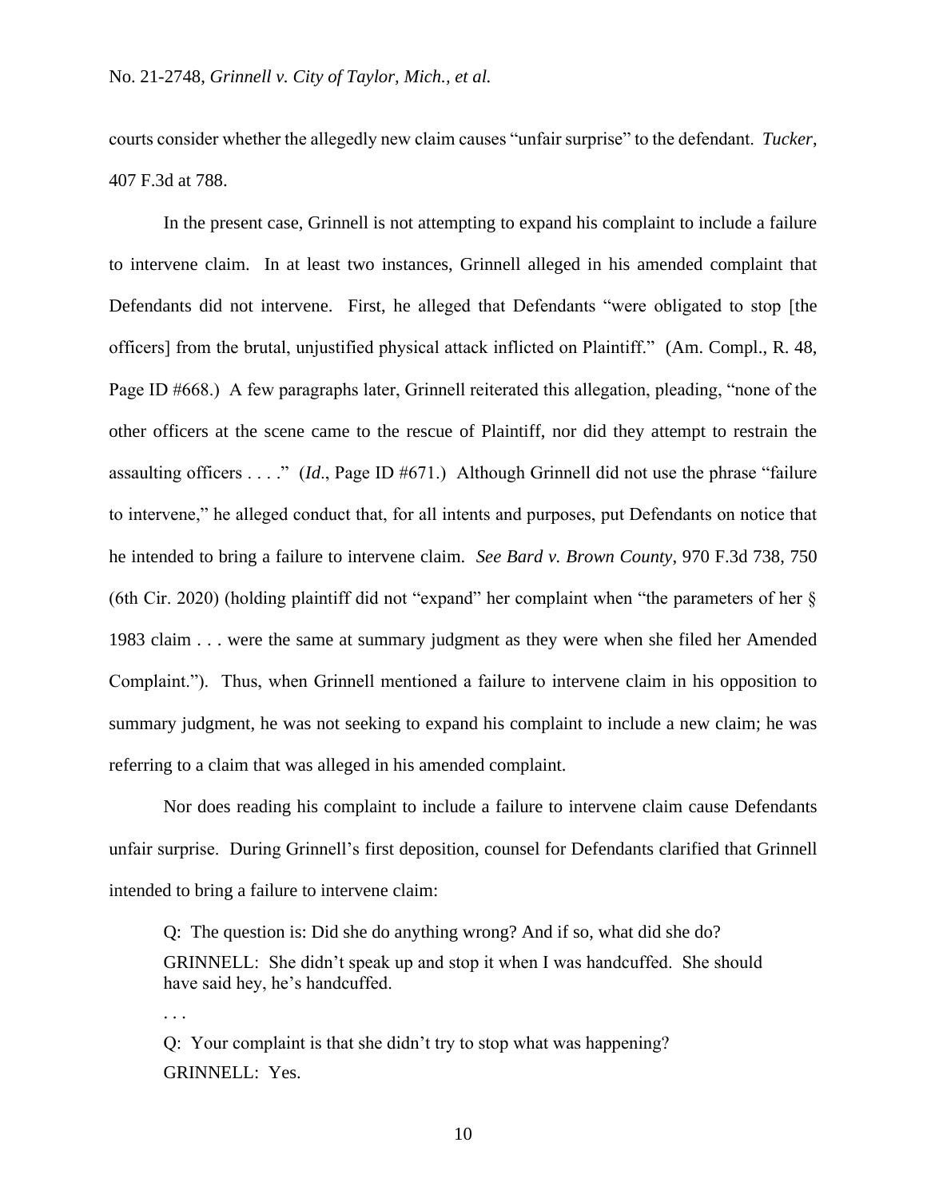courts consider whether the allegedly new claim causes "unfair surprise" to the defendant. *Tucker*, 407 F.3d at 788.

In the present case, Grinnell is not attempting to expand his complaint to include a failure to intervene claim. In at least two instances, Grinnell alleged in his amended complaint that Defendants did not intervene. First, he alleged that Defendants "were obligated to stop [the officers] from the brutal, unjustified physical attack inflicted on Plaintiff." (Am. Compl., R. 48, Page ID #668.) A few paragraphs later, Grinnell reiterated this allegation, pleading, "none of the other officers at the scene came to the rescue of Plaintiff, nor did they attempt to restrain the assaulting officers . . . ." (*Id*., Page ID #671.) Although Grinnell did not use the phrase "failure to intervene," he alleged conduct that, for all intents and purposes, put Defendants on notice that he intended to bring a failure to intervene claim. *See Bard v. Brown County*, 970 F.3d 738, 750 (6th Cir. 2020) (holding plaintiff did not "expand" her complaint when "the parameters of her § 1983 claim . . . were the same at summary judgment as they were when she filed her Amended Complaint."). Thus, when Grinnell mentioned a failure to intervene claim in his opposition to summary judgment, he was not seeking to expand his complaint to include a new claim; he was referring to a claim that was alleged in his amended complaint.

Nor does reading his complaint to include a failure to intervene claim cause Defendants unfair surprise. During Grinnell's first deposition, counsel for Defendants clarified that Grinnell intended to bring a failure to intervene claim:

> Q: The question is: Did she do anything wrong? And if so, what did she do?
>
> GRINNELL: She didn't speak up and stop it when I was handcuffed. She should have said hey, he's handcuffed.
>
> . . .
>
> Q: Your complaint is that she didn't try to stop what was happening?
>
> GRINNELL: Yes.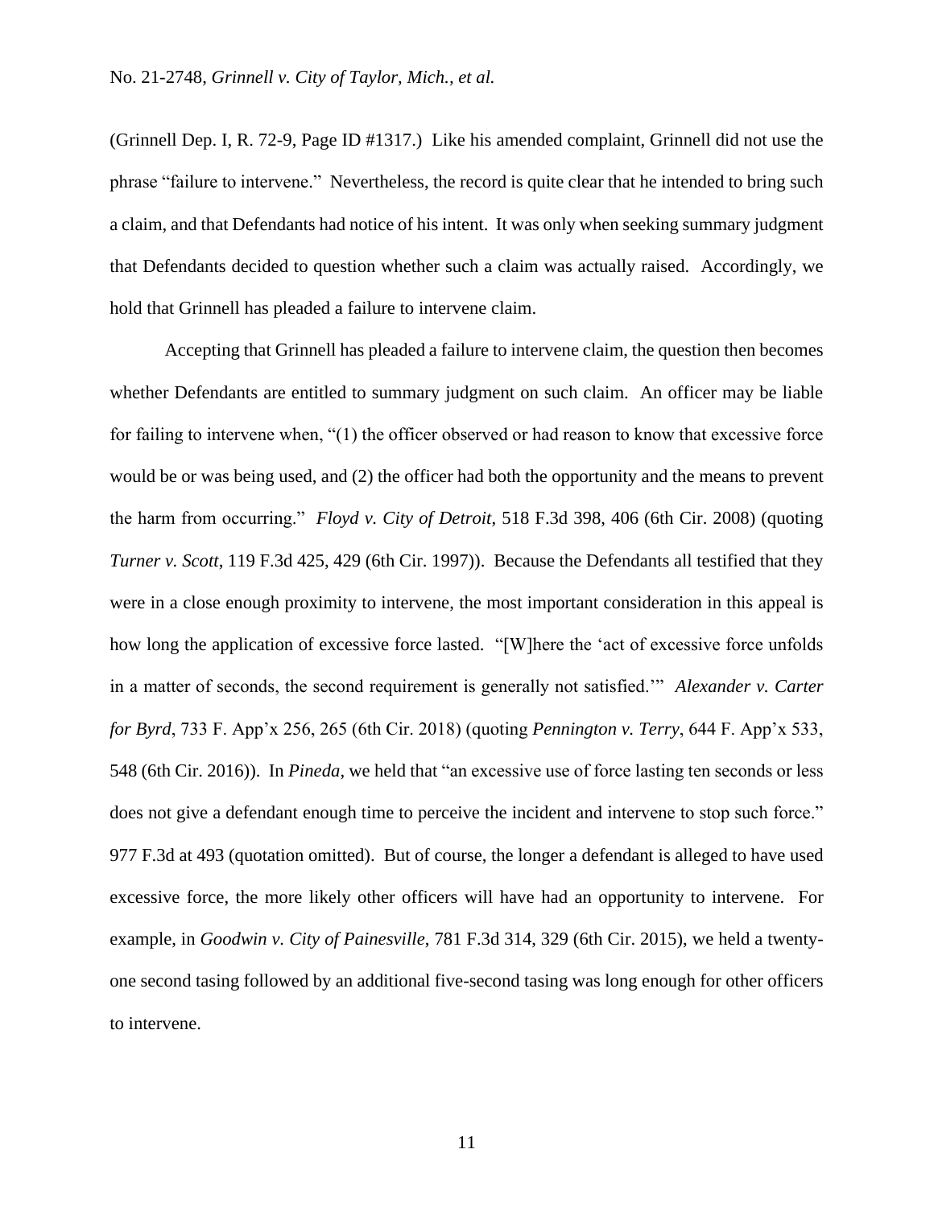(Grinnell Dep. I, R. 72-9, Page ID #1317.) Like his amended complaint, Grinnell did not use the phrase "failure to intervene." Nevertheless, the record is quite clear that he intended to bring such a claim, and that Defendants had notice of his intent. It was only when seeking summary judgment that Defendants decided to question whether such a claim was actually raised. Accordingly, we hold that Grinnell has pleaded a failure to intervene claim.

Accepting that Grinnell has pleaded a failure to intervene claim, the question then becomes whether Defendants are entitled to summary judgment on such claim. An officer may be liable for failing to intervene when, "(1) the officer observed or had reason to know that excessive force would be or was being used, and (2) the officer had both the opportunity and the means to prevent the harm from occurring." *Floyd v. City of Detroit*, 518 F.3d 398, 406 (6th Cir. 2008) (quoting *Turner v. Scott*, 119 F.3d 425, 429 (6th Cir. 1997)). Because the Defendants all testified that they were in a close enough proximity to intervene, the most important consideration in this appeal is how long the application of excessive force lasted. "[W]here the 'act of excessive force unfolds in a matter of seconds, the second requirement is generally not satisfied.'" *Alexander v. Carter for Byrd*, 733 F. App'x 256, 265 (6th Cir. 2018) (quoting *Pennington v. Terry*, 644 F. App'x 533, 548 (6th Cir. 2016)). In *Pineda*, we held that "an excessive use of force lasting ten seconds or less does not give a defendant enough time to perceive the incident and intervene to stop such force." 977 F.3d at 493 (quotation omitted). But of course, the longer a defendant is alleged to have used excessive force, the more likely other officers will have had an opportunity to intervene. For example, in *Goodwin v. City of Painesville*, 781 F.3d 314, 329 (6th Cir. 2015), we held a twenty-one second tasing followed by an additional five-second tasing was long enough for other officers to intervene.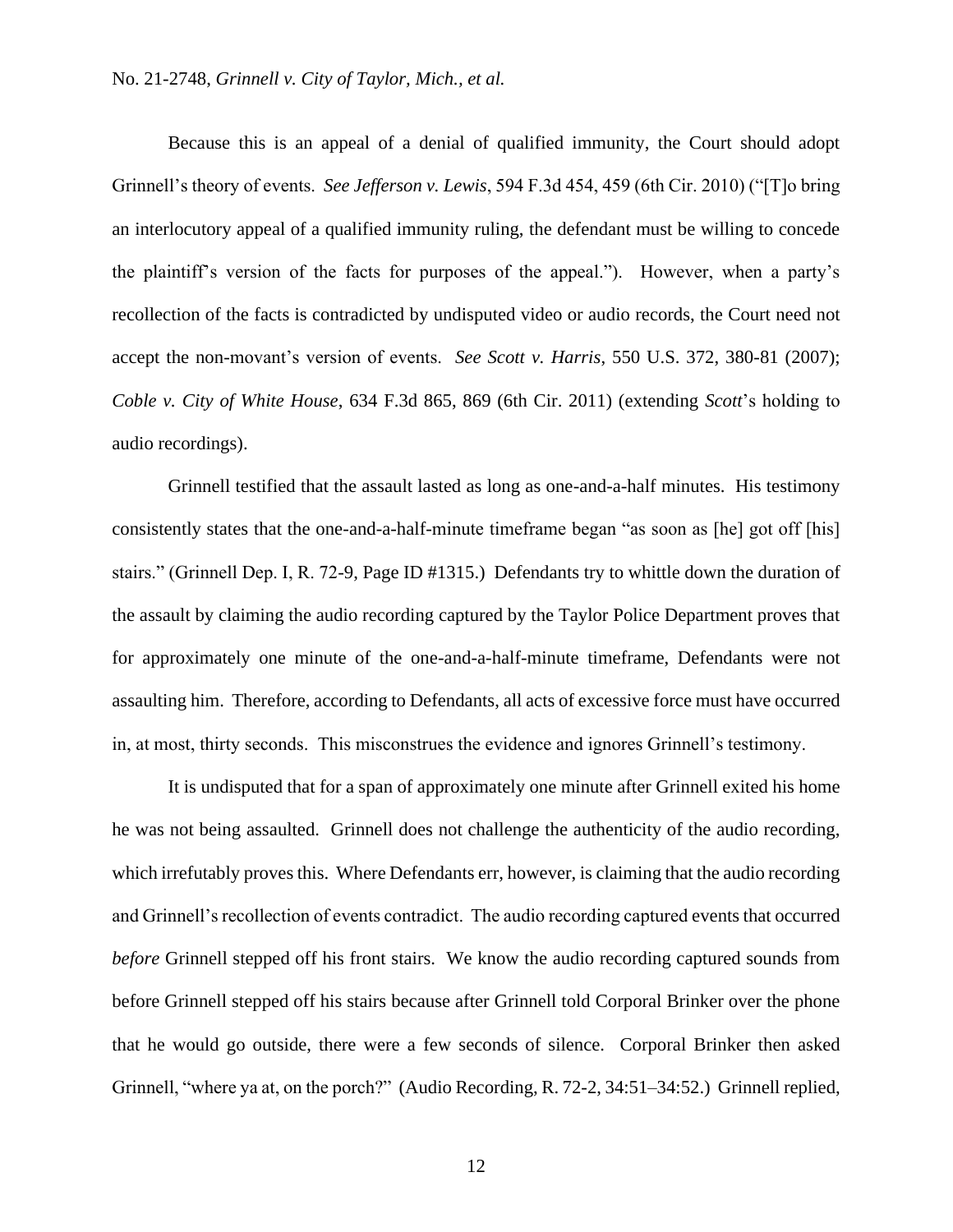Because this is an appeal of a denial of qualified immunity, the Court should adopt Grinnell's theory of events. *See Jefferson v. Lewis*, 594 F.3d 454, 459 (6th Cir. 2010) ("[T]o bring an interlocutory appeal of a qualified immunity ruling, the defendant must be willing to concede the plaintiff's version of the facts for purposes of the appeal."). However, when a party's recollection of the facts is contradicted by undisputed video or audio records, the Court need not accept the non-movant's version of events. *See Scott v. Harris*, 550 U.S. 372, 380-81 (2007); *Coble v. City of White House*, 634 F.3d 865, 869 (6th Cir. 2011) (extending *Scott*'s holding to audio recordings).

Grinnell testified that the assault lasted as long as one-and-a-half minutes. His testimony consistently states that the one-and-a-half-minute timeframe began "as soon as [he] got off [his] stairs." (Grinnell Dep. I, R. 72-9, Page ID #1315.) Defendants try to whittle down the duration of the assault by claiming the audio recording captured by the Taylor Police Department proves that for approximately one minute of the one-and-a-half-minute timeframe, Defendants were not assaulting him. Therefore, according to Defendants, all acts of excessive force must have occurred in, at most, thirty seconds. This misconstrues the evidence and ignores Grinnell's testimony.

It is undisputed that for a span of approximately one minute after Grinnell exited his home he was not being assaulted. Grinnell does not challenge the authenticity of the audio recording, which irrefutably proves this. Where Defendants err, however, is claiming that the audio recording and Grinnell's recollection of events contradict. The audio recording captured events that occurred *before* Grinnell stepped off his front stairs. We know the audio recording captured sounds from before Grinnell stepped off his stairs because after Grinnell told Corporal Brinker over the phone that he would go outside, there were a few seconds of silence. Corporal Brinker then asked Grinnell, "where ya at, on the porch?" (Audio Recording, R. 72-2, 34:51–34:52.) Grinnell replied,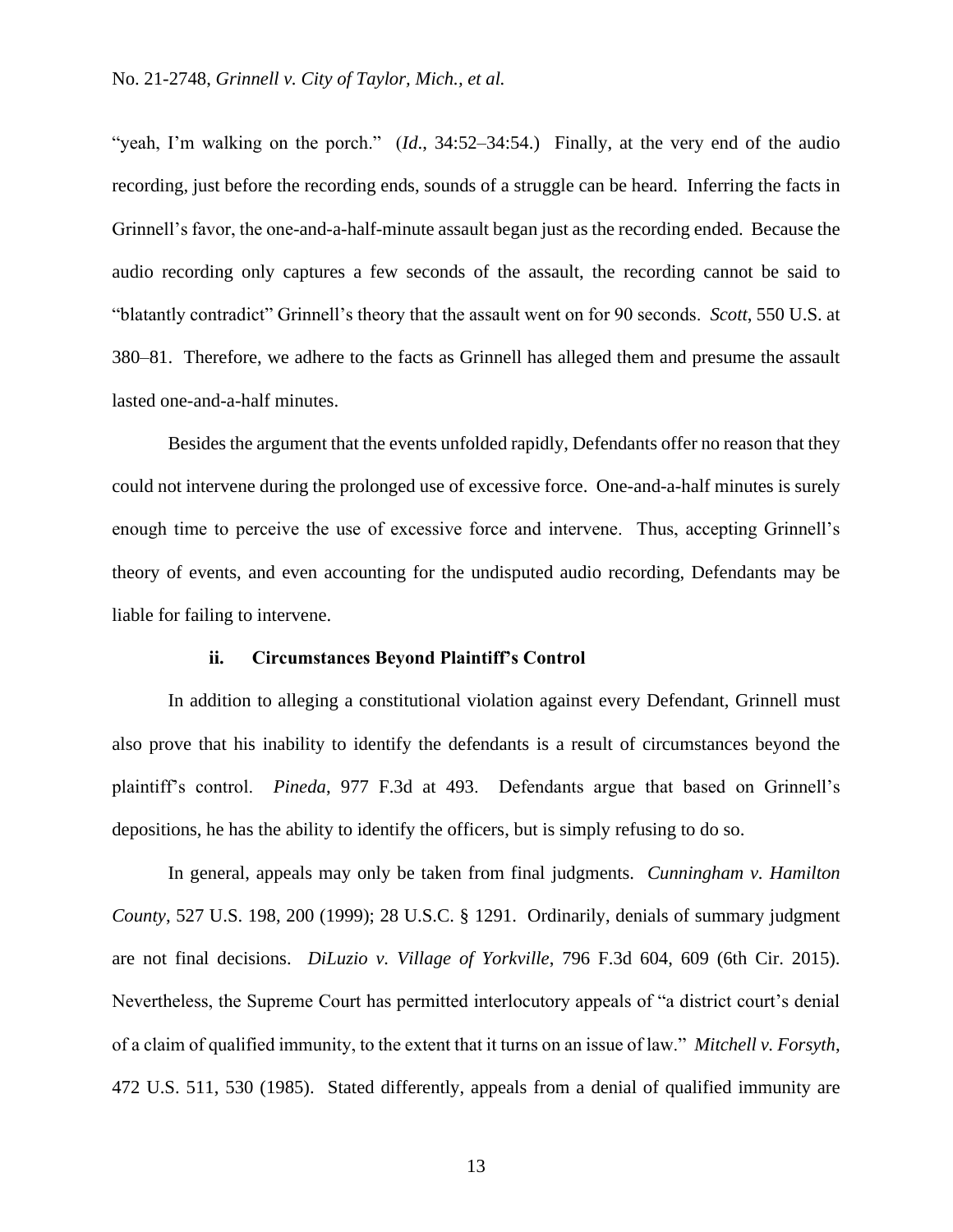"yeah, I'm walking on the porch." (*Id*., 34:52–34:54.) Finally, at the very end of the audio recording, just before the recording ends, sounds of a struggle can be heard. Inferring the facts in Grinnell's favor, the one-and-a-half-minute assault began just as the recording ended. Because the audio recording only captures a few seconds of the assault, the recording cannot be said to "blatantly contradict" Grinnell's theory that the assault went on for 90 seconds. *Scott*, 550 U.S. at 380–81. Therefore, we adhere to the facts as Grinnell has alleged them and presume the assault lasted one-and-a-half minutes.

Besides the argument that the events unfolded rapidly, Defendants offer no reason that they could not intervene during the prolonged use of excessive force. One-and-a-half minutes is surely enough time to perceive the use of excessive force and intervene. Thus, accepting Grinnell's theory of events, and even accounting for the undisputed audio recording, Defendants may be liable for failing to intervene.

#### ii. Circumstances Beyond Plaintiff's Control

In addition to alleging a constitutional violation against every Defendant, Grinnell must also prove that his inability to identify the defendants is a result of circumstances beyond the plaintiff's control. *Pineda*, 977 F.3d at 493. Defendants argue that based on Grinnell's depositions, he has the ability to identify the officers, but is simply refusing to do so.

In general, appeals may only be taken from final judgments. *Cunningham v. Hamilton County*, 527 U.S. 198, 200 (1999); 28 U.S.C. § 1291. Ordinarily, denials of summary judgment are not final decisions. *DiLuzio v. Village of Yorkville*, 796 F.3d 604, 609 (6th Cir. 2015). Nevertheless, the Supreme Court has permitted interlocutory appeals of "a district court's denial of a claim of qualified immunity, to the extent that it turns on an issue of law." *Mitchell v. Forsyth*, 472 U.S. 511, 530 (1985). Stated differently, appeals from a denial of qualified immunity are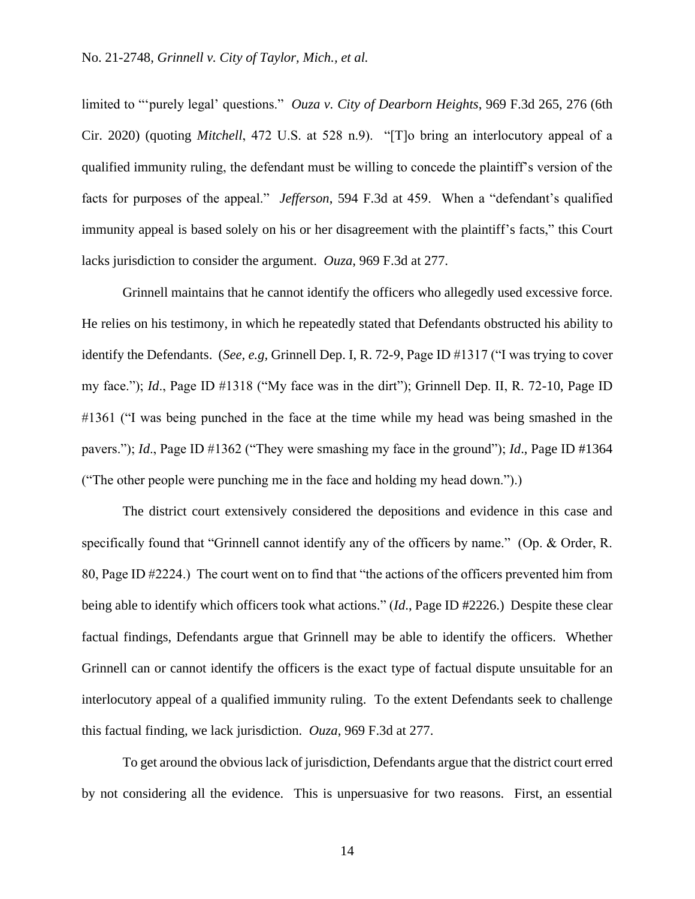limited to "'purely legal' questions." *Ouza v. City of Dearborn Heights*, 969 F.3d 265, 276 (6th Cir. 2020) (quoting *Mitchell*, 472 U.S. at 528 n.9). "[T]o bring an interlocutory appeal of a qualified immunity ruling, the defendant must be willing to concede the plaintiff's version of the facts for purposes of the appeal." *Jefferson*, 594 F.3d at 459. When a "defendant's qualified immunity appeal is based solely on his or her disagreement with the plaintiff's facts," this Court lacks jurisdiction to consider the argument. *Ouza*, 969 F.3d at 277.

Grinnell maintains that he cannot identify the officers who allegedly used excessive force. He relies on his testimony, in which he repeatedly stated that Defendants obstructed his ability to identify the Defendants. (*See, e.g,* Grinnell Dep. I, R. 72-9, Page ID #1317 ("I was trying to cover my face."); *Id*., Page ID #1318 ("My face was in the dirt"); Grinnell Dep. II, R. 72-10, Page ID #1361 ("I was being punched in the face at the time while my head was being smashed in the pavers."); *Id*., Page ID #1362 ("They were smashing my face in the ground"); *Id*., Page ID #1364 ("The other people were punching me in the face and holding my head down.").)

The district court extensively considered the depositions and evidence in this case and specifically found that "Grinnell cannot identify any of the officers by name." (Op. & Order, R. 80, Page ID #2224.) The court went on to find that "the actions of the officers prevented him from being able to identify which officers took what actions." (*Id*., Page ID #2226.) Despite these clear factual findings, Defendants argue that Grinnell may be able to identify the officers. Whether Grinnell can or cannot identify the officers is the exact type of factual dispute unsuitable for an interlocutory appeal of a qualified immunity ruling. To the extent Defendants seek to challenge this factual finding, we lack jurisdiction. *Ouza*, 969 F.3d at 277.

To get around the obvious lack of jurisdiction, Defendants argue that the district court erred by not considering all the evidence. This is unpersuasive for two reasons. First, an essential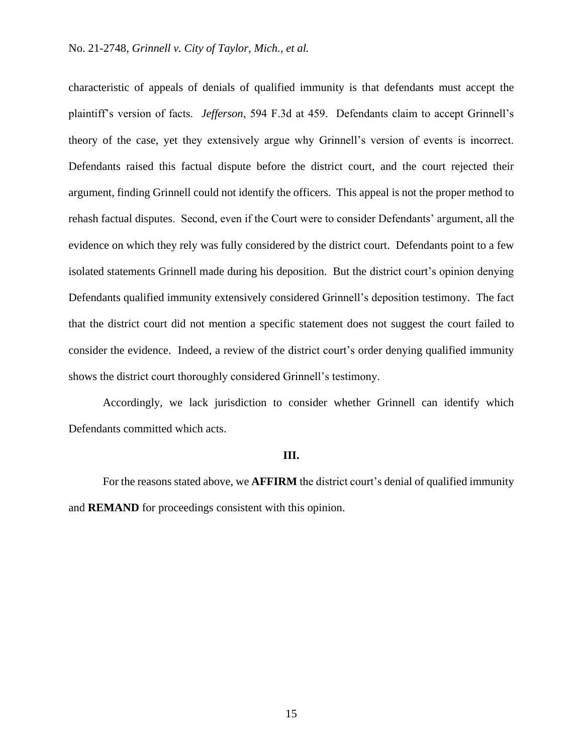characteristic of appeals of denials of qualified immunity is that defendants must accept the plaintiff's version of facts. *Jefferson*, 594 F.3d at 459. Defendants claim to accept Grinnell's theory of the case, yet they extensively argue why Grinnell's version of events is incorrect. Defendants raised this factual dispute before the district court, and the court rejected their argument, finding Grinnell could not identify the officers. This appeal is not the proper method to rehash factual disputes. Second, even if the Court were to consider Defendants' argument, all the evidence on which they rely was fully considered by the district court. Defendants point to a few isolated statements Grinnell made during his deposition. But the district court's opinion denying Defendants qualified immunity extensively considered Grinnell's deposition testimony. The fact that the district court did not mention a specific statement does not suggest the court failed to consider the evidence. Indeed, a review of the district court's order denying qualified immunity shows the district court thoroughly considered Grinnell's testimony.

Accordingly, we lack jurisdiction to consider whether Grinnell can identify which Defendants committed which acts.

## III.

For the reasons stated above, we **AFFIRM** the district court's denial of qualified immunity and **REMAND** for proceedings consistent with this opinion.